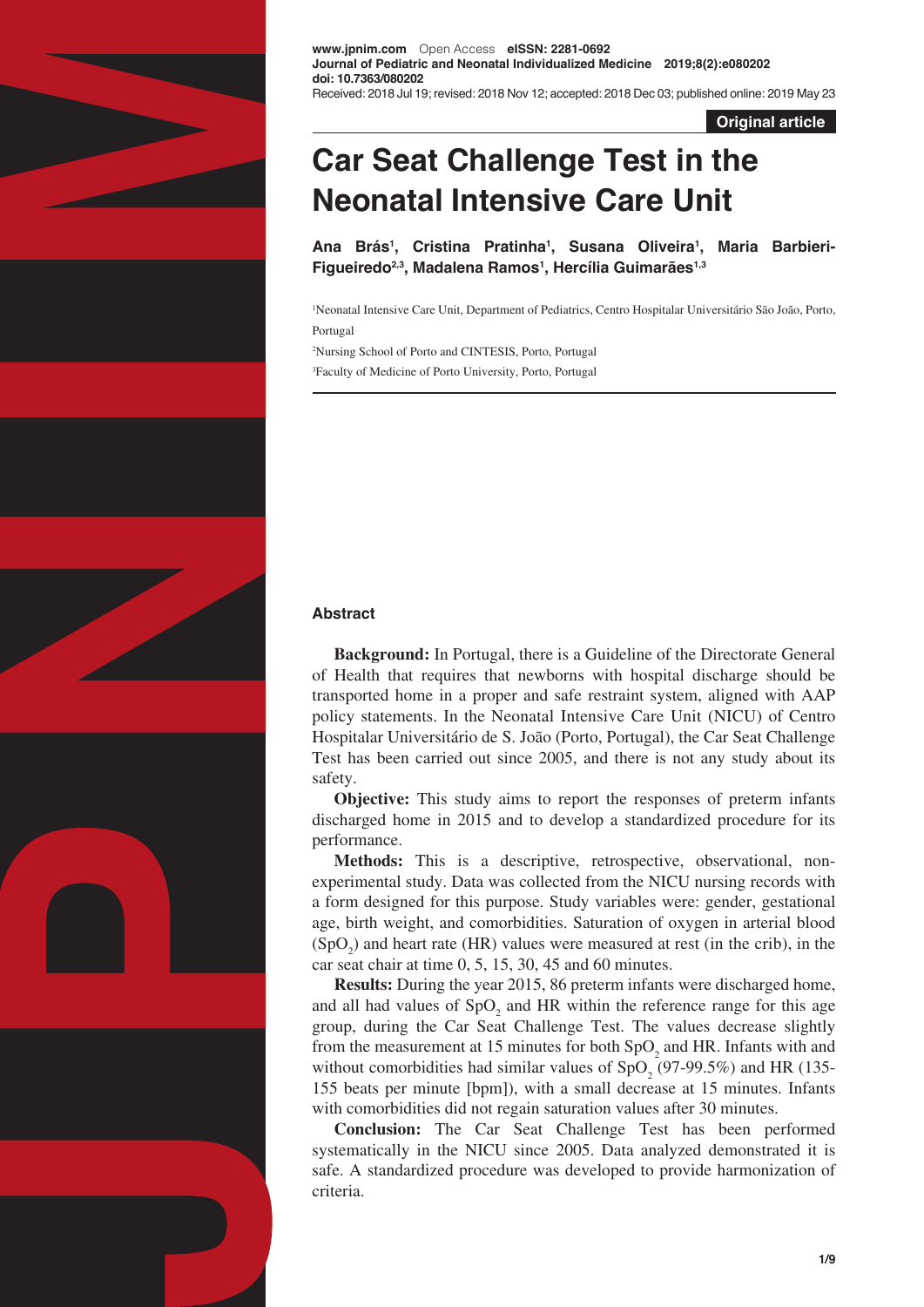www.jpnim.com Open Access eISSN: 2281-0692
**Journal of Pediatric and Neonatal Individualized Medicine 2019;8(2):e080202**
**doi: 10.7363/080202**
Received: 2018 Jul 19; revised: 2018 Nov 12; accepted: 2018 Dec 03; published online: 2019 May 23

**Original article**

# Car Seat Challenge Test in the Neonatal Intensive Care Unit

**Ana Brás[1], Cristina Pratinha[1], Susana Oliveira[1], Maria Barbieri-Figueiredo[2,3], Madalena Ramos[1], Hercília Guimarães[1,3]**

[1]Neonatal Intensive Care Unit, Department of Pediatrics, Centro Hospitalar Universitário São João, Porto, Portugal

[2]Nursing School of Porto and CINTESIS, Porto, Portugal

[3]Faculty of Medicine of Porto University, Porto, Portugal

## Abstract

**Background:** In Portugal, there is a Guideline of the Directorate General of Health that requires that newborns with hospital discharge should be transported home in a proper and safe restraint system, aligned with AAP policy statements. In the Neonatal Intensive Care Unit (NICU) of Centro Hospitalar Universitário de S. João (Porto, Portugal), the Car Seat Challenge Test has been carried out since 2005, and there is not any study about its safety.

**Objective:** This study aims to report the responses of preterm infants discharged home in 2015 and to develop a standardized procedure for its performance.

**Methods:** This is a descriptive, retrospective, observational, non-experimental study. Data was collected from the NICU nursing records with a form designed for this purpose. Study variables were: gender, gestational age, birth weight, and comorbidities. Saturation of oxygen in arterial blood ($SpO_2$) and heart rate (HR) values were measured at rest (in the crib), in the car seat chair at time 0, 5, 15, 30, 45 and 60 minutes.

**Results:** During the year 2015, 86 preterm infants were discharged home, and all had values of $SpO_2$ and HR within the reference range for this age group, during the Car Seat Challenge Test. The values decrease slightly from the measurement at 15 minutes for both $SpO_2$ and HR. Infants with and without comorbidities had similar values of $SpO_2$ (97-99.5%) and HR (135-155 beats per minute [bpm]), with a small decrease at 15 minutes. Infants with comorbidities did not regain saturation values after 30 minutes.

**Conclusion:** The Car Seat Challenge Test has been performed systematically in the NICU since 2005. Data analyzed demonstrated it is safe. A standardized procedure was developed to provide harmonization of criteria.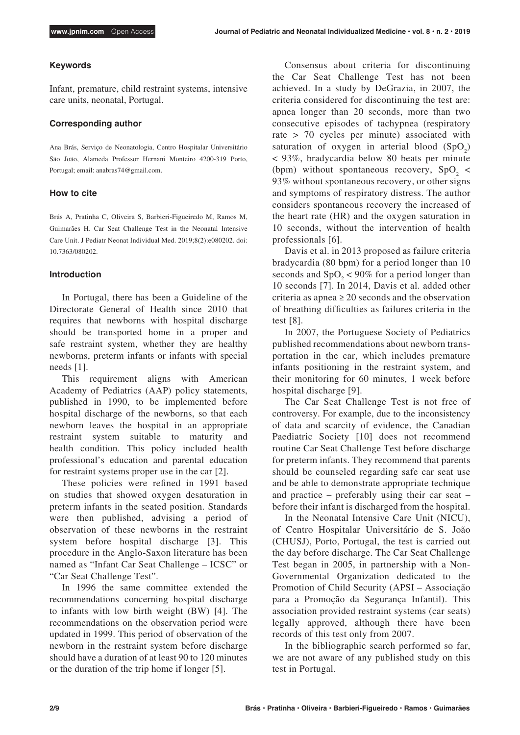### Keywords

Infant, premature, child restraint systems, intensive care units, neonatal, Portugal.

### Corresponding author

Ana Brás, Serviço de Neonatologia, Centro Hospitalar Universitário São João, Alameda Professor Hernani Monteiro 4200-319 Porto, Portugal; email: anabras74@gmail.com.

### How to cite

Brás A, Pratinha C, Oliveira S, Barbieri-Figueiredo M, Ramos M, Guimarães H. Car Seat Challenge Test in the Neonatal Intensive Care Unit. J Pediatr Neonat Individual Med. 2019;8(2):e080202. doi: 10.7363/080202.

### Introduction

In Portugal, there has been a Guideline of the Directorate General of Health since 2010 that requires that newborns with hospital discharge should be transported home in a proper and safe restraint system, whether they are healthy newborns, preterm infants or infants with special needs [1].

This requirement aligns with American Academy of Pediatrics (AAP) policy statements, published in 1990, to be implemented before hospital discharge of the newborns, so that each newborn leaves the hospital in an appropriate restraint system suitable to maturity and health condition. This policy included health professional's education and parental education for restraint systems proper use in the car [2].

These policies were refined in 1991 based on studies that showed oxygen desaturation in preterm infants in the seated position. Standards were then published, advising a period of observation of these newborns in the restraint system before hospital discharge [3]. This procedure in the Anglo-Saxon literature has been named as "Infant Car Seat Challenge – ICSC" or "Car Seat Challenge Test".

In 1996 the same committee extended the recommendations concerning hospital discharge to infants with low birth weight (BW) [4]. The recommendations on the observation period were updated in 1999. This period of observation of the newborn in the restraint system before discharge should have a duration of at least 90 to 120 minutes or the duration of the trip home if longer [5].

Consensus about criteria for discontinuing the Car Seat Challenge Test has not been achieved. In a study by DeGrazia, in 2007, the criteria considered for discontinuing the test are: apnea longer than 20 seconds, more than two consecutive episodes of tachypnea (respiratory rate > 70 cycles per minute) associated with saturation of oxygen in arterial blood ($SpO_2$) < 93%, bradycardia below 80 beats per minute (bpm) without spontaneous recovery, $SpO_2$ < 93% without spontaneous recovery, or other signs and symptoms of respiratory distress. The author considers spontaneous recovery the increased of the heart rate (HR) and the oxygen saturation in 10 seconds, without the intervention of health professionals [6].

Davis et al. in 2013 proposed as failure criteria bradycardia (80 bpm) for a period longer than 10 seconds and $SpO_2$ < 90% for a period longer than 10 seconds [7]. In 2014, Davis et al. added other criteria as apnea ≥ 20 seconds and the observation of breathing difficulties as failures criteria in the test [8].

In 2007, the Portuguese Society of Pediatrics published recommendations about newborn transportation in the car, which includes premature infants positioning in the restraint system, and their monitoring for 60 minutes, 1 week before hospital discharge [9].

The Car Seat Challenge Test is not free of controversy. For example, due to the inconsistency of data and scarcity of evidence, the Canadian Paediatric Society [10] does not recommend routine Car Seat Challenge Test before discharge for preterm infants. They recommend that parents should be counseled regarding safe car seat use and be able to demonstrate appropriate technique and practice – preferably using their car seat – before their infant is discharged from the hospital.

In the Neonatal Intensive Care Unit (NICU), of Centro Hospitalar Universitário de S. João (CHUSJ), Porto, Portugal, the test is carried out the day before discharge. The Car Seat Challenge Test began in 2005, in partnership with a Non-Governmental Organization dedicated to the Promotion of Child Security (APSI – Associação para a Promoção da Segurança Infantil). This association provided restraint systems (car seats) legally approved, although there have been records of this test only from 2007.

In the bibliographic search performed so far, we are not aware of any published study on this test in Portugal.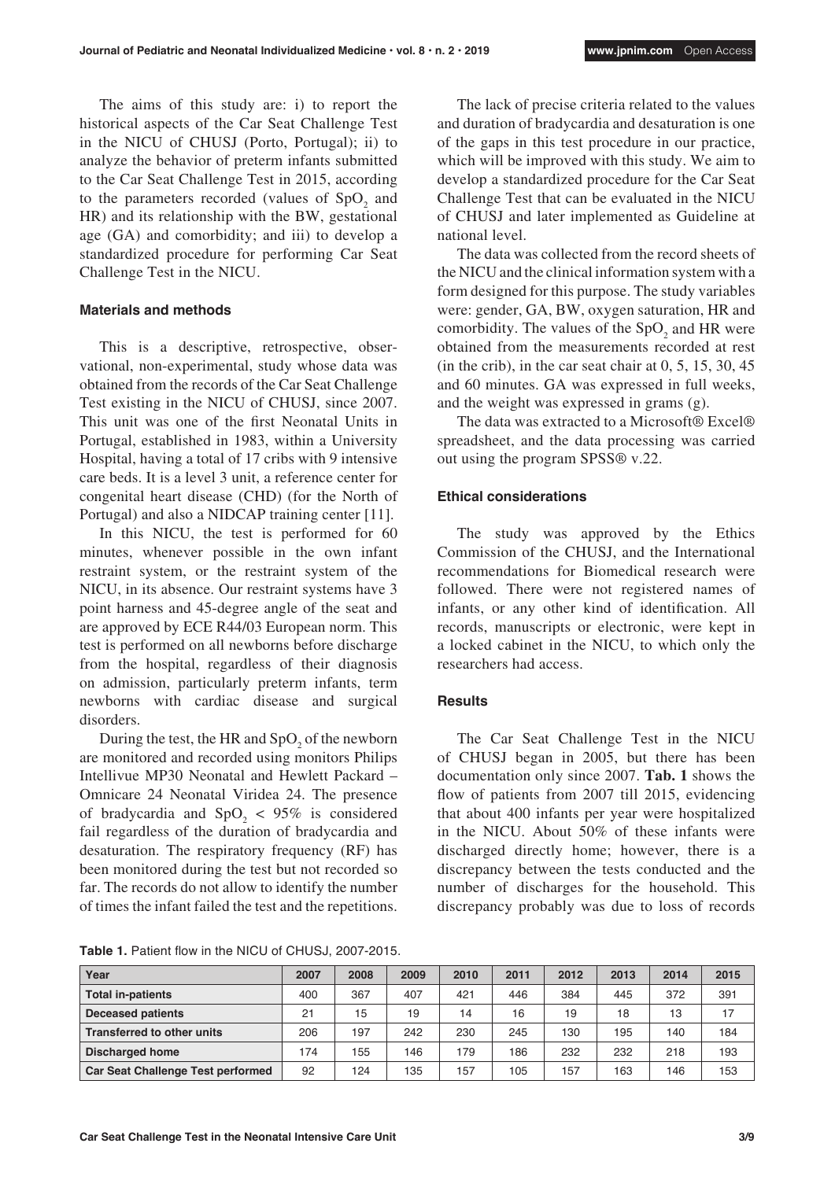The aims of this study are: i) to report the historical aspects of the Car Seat Challenge Test in the NICU of CHUSJ (Porto, Portugal); ii) to analyze the behavior of preterm infants submitted to the Car Seat Challenge Test in 2015, according to the parameters recorded (values of $SpO_2$ and HR) and its relationship with the BW, gestational age (GA) and comorbidity; and iii) to develop a standardized procedure for performing Car Seat Challenge Test in the NICU.

### Materials and methods

This is a descriptive, retrospective, observational, non-experimental, study whose data was obtained from the records of the Car Seat Challenge Test existing in the NICU of CHUSJ, since 2007. This unit was one of the first Neonatal Units in Portugal, established in 1983, within a University Hospital, having a total of 17 cribs with 9 intensive care beds. It is a level 3 unit, a reference center for congenital heart disease (CHD) (for the North of Portugal) and also a NIDCAP training center [11].

In this NICU, the test is performed for 60 minutes, whenever possible in the own infant restraint system, or the restraint system of the NICU, in its absence. Our restraint systems have 3 point harness and 45-degree angle of the seat and are approved by ECE R44/03 European norm. This test is performed on all newborns before discharge from the hospital, regardless of their diagnosis on admission, particularly preterm infants, term newborns with cardiac disease and surgical disorders.

During the test, the HR and $SpO_2$ of the newborn are monitored and recorded using monitors Philips Intellivue MP30 Neonatal and Hewlett Packard – Omnicare 24 Neonatal Viridea 24. The presence of bradycardia and $SpO_2 < 95\%$ is considered fail regardless of the duration of bradycardia and desaturation. The respiratory frequency (RF) has been monitored during the test but not recorded so far. The records do not allow to identify the number of times the infant failed the test and the repetitions.

The lack of precise criteria related to the values and duration of bradycardia and desaturation is one of the gaps in this test procedure in our practice, which will be improved with this study. We aim to develop a standardized procedure for the Car Seat Challenge Test that can be evaluated in the NICU of CHUSJ and later implemented as Guideline at national level.

The data was collected from the record sheets of the NICU and the clinical information system with a form designed for this purpose. The study variables were: gender, GA, BW, oxygen saturation, HR and comorbidity. The values of the $SpO_2$ and HR were obtained from the measurements recorded at rest (in the crib), in the car seat chair at 0, 5, 15, 30, 45 and 60 minutes. GA was expressed in full weeks, and the weight was expressed in grams (g).

The data was extracted to a Microsoft® Excel® spreadsheet, and the data processing was carried out using the program SPSS® v.22.

### Ethical considerations

The study was approved by the Ethics Commission of the CHUSJ, and the International recommendations for Biomedical research were followed. There were not registered names of infants, or any other kind of identification. All records, manuscripts or electronic, were kept in a locked cabinet in the NICU, to which only the researchers had access.

### Results

The Car Seat Challenge Test in the NICU of CHUSJ began in 2005, but there has been documentation only since 2007. **Tab. 1** shows the flow of patients from 2007 till 2015, evidencing that about 400 infants per year were hospitalized in the NICU. About 50% of these infants were discharged directly home; however, there is a discrepancy between the tests conducted and the number of discharges for the household. This discrepancy probably was due to loss of records

**Table 1.** Patient flow in the NICU of CHUSJ, 2007-2015.

| Year | 2007 | 2008 | 2009 | 2010 | 2011 | 2012 | 2013 | 2014 | 2015 |
|---|---|---|---|---|---|---|---|---|---|
| **Total in-patients** | 400 | 367 | 407 | 421 | 446 | 384 | 445 | 372 | 391 |
| **Deceased patients** | 21 | 15 | 19 | 14 | 16 | 19 | 18 | 13 | 17 |
| **Transferred to other units** | 206 | 197 | 242 | 230 | 245 | 130 | 195 | 140 | 184 |
| **Discharged home** | 174 | 155 | 146 | 179 | 186 | 232 | 232 | 218 | 193 |
| **Car Seat Challenge Test performed** | 92 | 124 | 135 | 157 | 105 | 157 | 163 | 146 | 153 |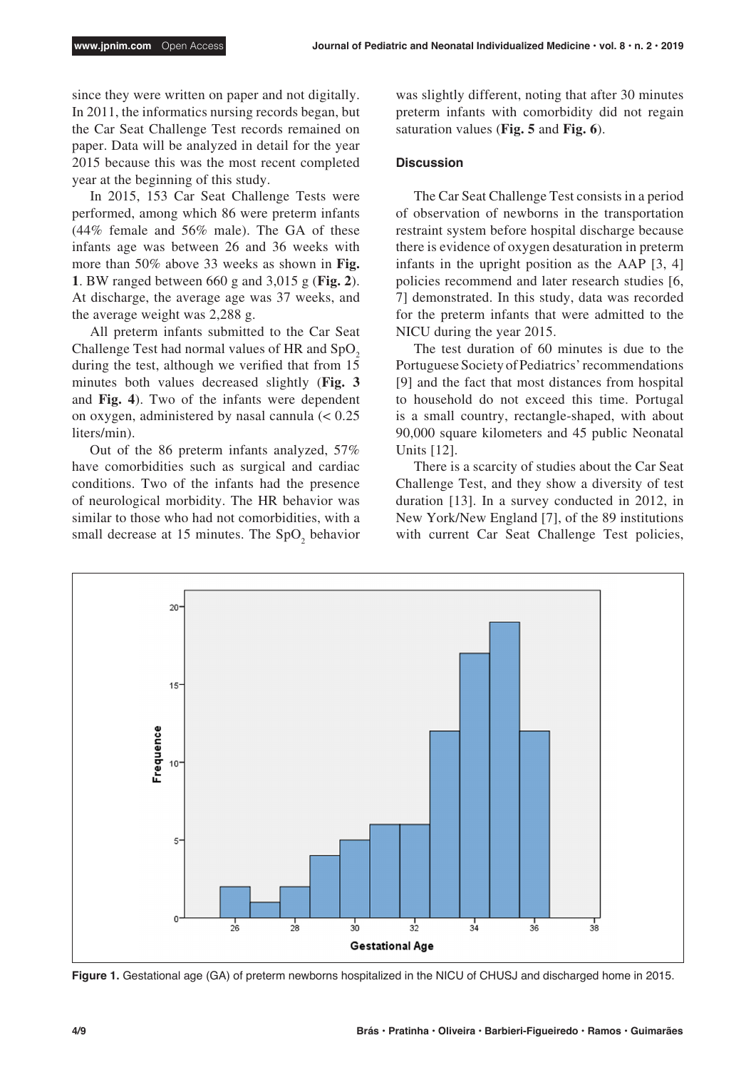since they were written on paper and not digitally. In 2011, the informatics nursing records began, but the Car Seat Challenge Test records remained on paper. Data will be analyzed in detail for the year 2015 because this was the most recent completed year at the beginning of this study.

In 2015, 153 Car Seat Challenge Tests were performed, among which 86 were preterm infants (44% female and 56% male). The GA of these infants age was between 26 and 36 weeks with more than 50% above 33 weeks as shown in **Fig. 1**. BW ranged between 660 g and 3,015 g (**Fig. 2**). At discharge, the average age was 37 weeks, and the average weight was 2,288 g.

All preterm infants submitted to the Car Seat Challenge Test had normal values of HR and $SpO_2$ during the test, although we verified that from 15 minutes both values decreased slightly (**Fig. 3** and **Fig. 4**). Two of the infants were dependent on oxygen, administered by nasal cannula (< 0.25 liters/min).

Out of the 86 preterm infants analyzed, 57% have comorbidities such as surgical and cardiac conditions. Two of the infants had the presence of neurological morbidity. The HR behavior was similar to those who had not comorbidities, with a small decrease at 15 minutes. The $SpO_2$ behavior was slightly different, noting that after 30 minutes preterm infants with comorbidity did not regain saturation values (**Fig. 5** and **Fig. 6**).

### Discussion

The Car Seat Challenge Test consists in a period of observation of newborns in the transportation restraint system before hospital discharge because there is evidence of oxygen desaturation in preterm infants in the upright position as the AAP [3, 4] policies recommend and later research studies [6, 7] demonstrated. In this study, data was recorded for the preterm infants that were admitted to the NICU during the year 2015.

The test duration of 60 minutes is due to the Portuguese Society of Pediatrics' recommendations [9] and the fact that most distances from hospital to household do not exceed this time. Portugal is a small country, rectangle-shaped, with about 90,000 square kilometers and 45 public Neonatal Units [12].

There is a scarcity of studies about the Car Seat Challenge Test, and they show a diversity of test duration [13]. In a survey conducted in 2012, in New York/New England [7], of the 89 institutions with current Car Seat Challenge Test policies,

**Figure 1.** Gestational age (GA) of preterm newborns hospitalized in the NICU of CHUSJ and discharged home in 2015.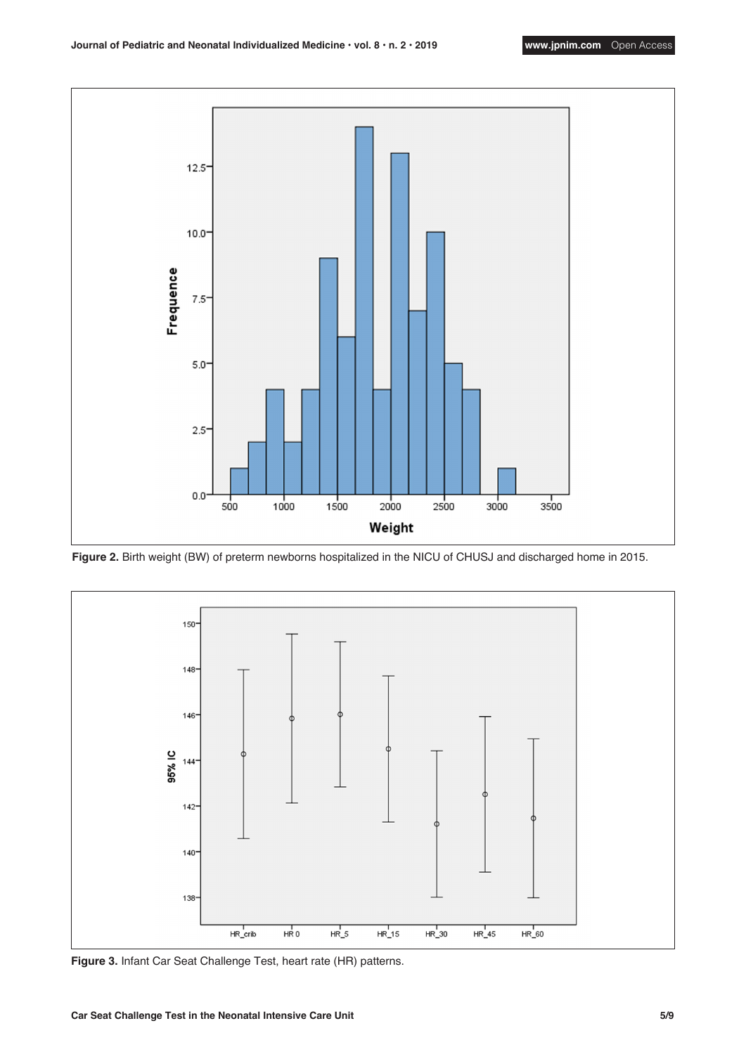Figure 2. Birth weight (BW) of preterm newborns hospitalized in the NICU of CHUSJ and discharged home in 2015.

Figure 3. Infant Car Seat Challenge Test, heart rate (HR) patterns.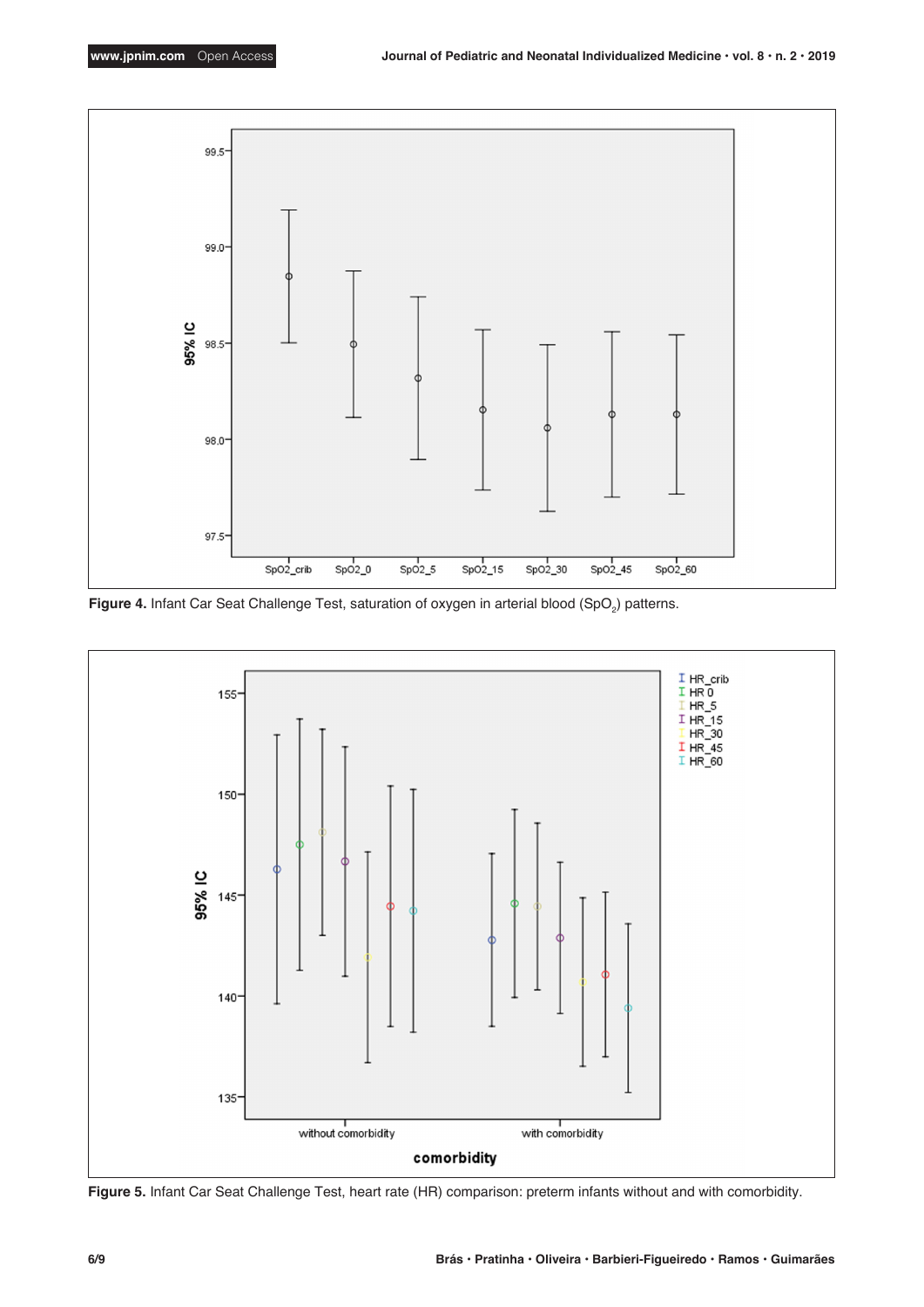**Figure 4.** Infant Car Seat Challenge Test, saturation of oxygen in arterial blood ($SpO_2$) patterns.

**Figure 5.** Infant Car Seat Challenge Test, heart rate (HR) comparison: preterm infants without and with comorbidity.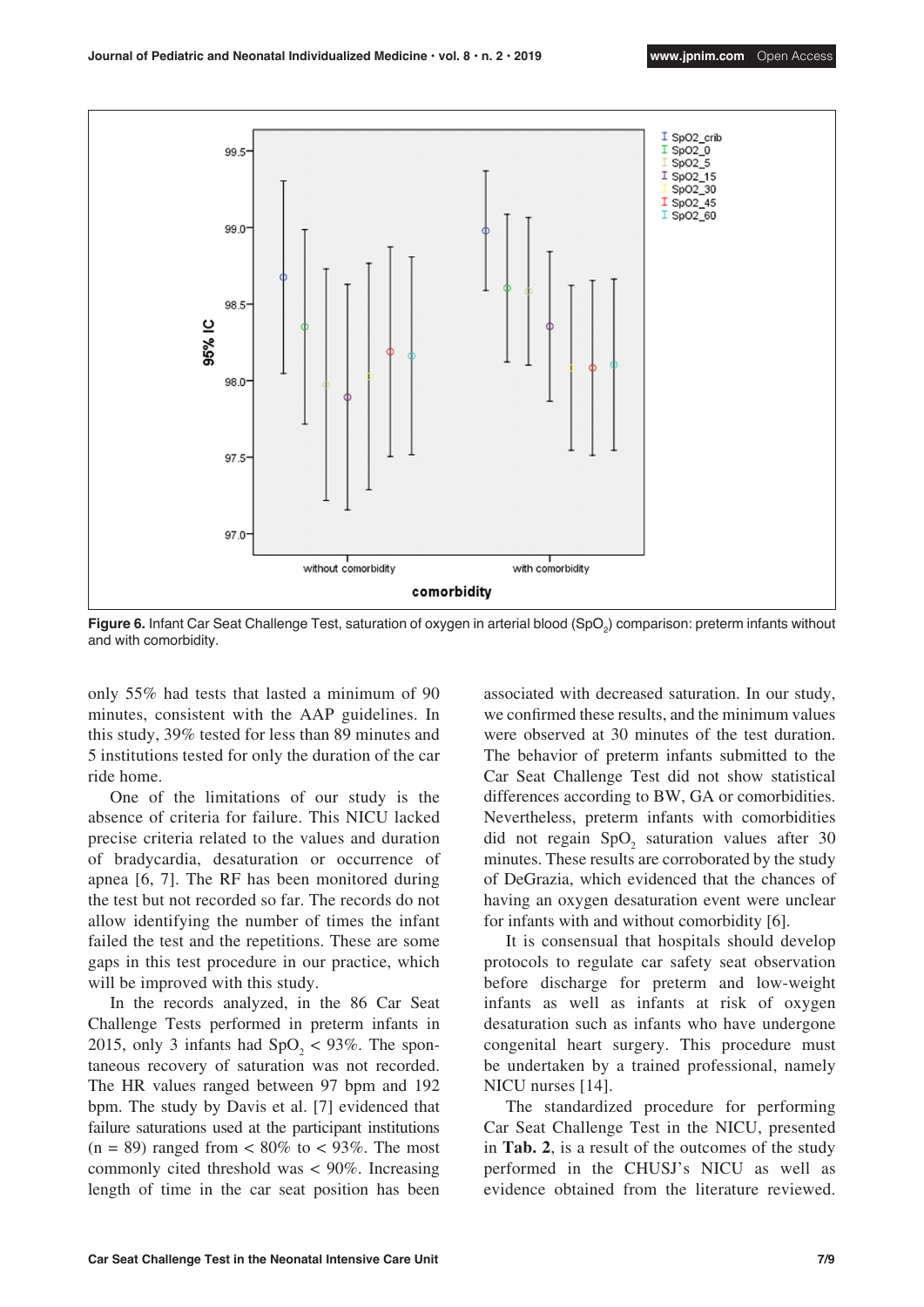Figure 6. Infant Car Seat Challenge Test, saturation of oxygen in arterial blood ($SpO_2$) comparison: preterm infants without and with comorbidity.

only 55% had tests that lasted a minimum of 90 minutes, consistent with the AAP guidelines. In this study, 39% tested for less than 89 minutes and 5 institutions tested for only the duration of the car ride home.

One of the limitations of our study is the absence of criteria for failure. This NICU lacked precise criteria related to the values and duration of bradycardia, desaturation or occurrence of apnea [6, 7]. The RF has been monitored during the test but not recorded so far. The records do not allow identifying the number of times the infant failed the test and the repetitions. These are some gaps in this test procedure in our practice, which will be improved with this study.

In the records analyzed, in the 86 Car Seat Challenge Tests performed in preterm infants in 2015, only 3 infants had $SpO_2 < 93\%$. The spontaneous recovery of saturation was not recorded. The HR values ranged between 97 bpm and 192 bpm. The study by Davis et al. [7] evidenced that failure saturations used at the participant institutions (n = 89) ranged from < 80% to < 93%. The most commonly cited threshold was < 90%. Increasing length of time in the car seat position has been associated with decreased saturation. In our study, we confirmed these results, and the minimum values were observed at 30 minutes of the test duration. The behavior of preterm infants submitted to the Car Seat Challenge Test did not show statistical differences according to BW, GA or comorbidities. Nevertheless, preterm infants with comorbidities did not regain $SpO_2$ saturation values after 30 minutes. These results are corroborated by the study of DeGrazia, which evidenced that the chances of having an oxygen desaturation event were unclear for infants with and without comorbidity [6].

It is consensual that hospitals should develop protocols to regulate car safety seat observation before discharge for preterm and low-weight infants as well as infants at risk of oxygen desaturation such as infants who have undergone congenital heart surgery. This procedure must be undertaken by a trained professional, namely NICU nurses [14].

The standardized procedure for performing Car Seat Challenge Test in the NICU, presented in **Tab. 2**, is a result of the outcomes of the study performed in the CHUSJ's NICU as well as evidence obtained from the literature reviewed.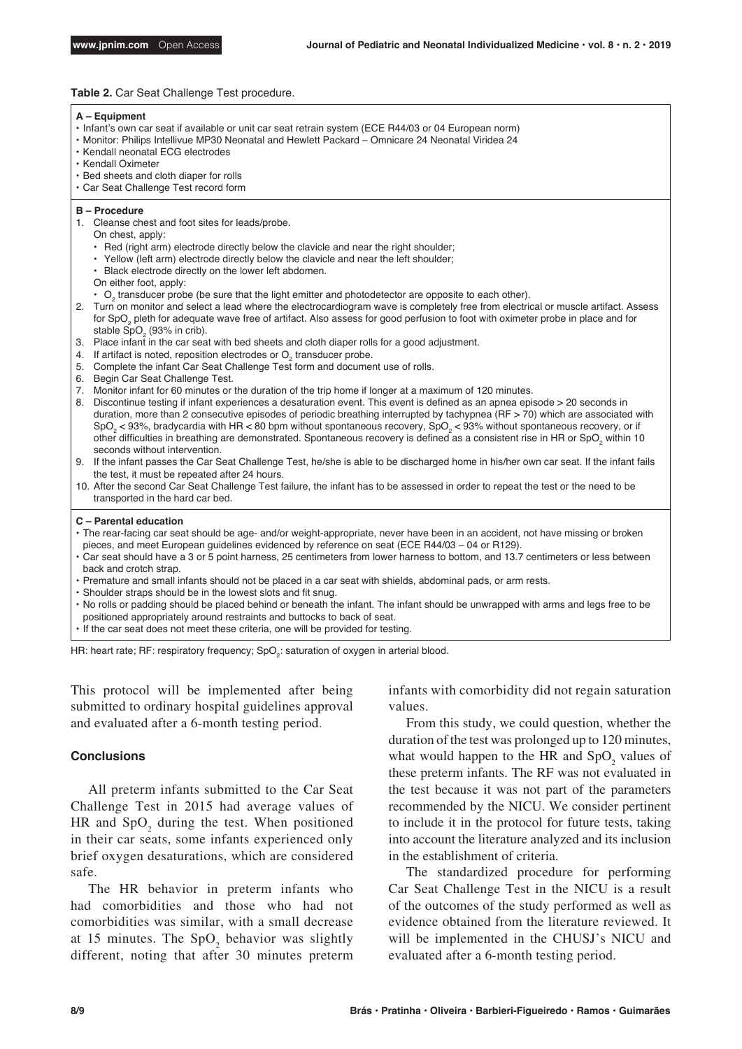**Table 2.** Car Seat Challenge Test procedure.

**A – Equipment**

- Infant's own car seat if available or unit car seat retrain system (ECE R44/03 or 04 European norm)
- Monitor: Philips Intellivue MP30 Neonatal and Hewlett Packard – Omnicare 24 Neonatal Viridea 24
- Kendall neonatal ECG electrodes
- Kendall Oximeter
- Bed sheets and cloth diaper for rolls
- Car Seat Challenge Test record form

**B – Procedure**

1. Cleanse chest and foot sites for leads/probe.
   On chest, apply:
   - Red (right arm) electrode directly below the clavicle and near the right shoulder;
   - Yellow (left arm) electrode directly below the clavicle and near the left shoulder;
   - Black electrode directly on the lower left abdomen.

   On either foot, apply:
   - $O_2$ transducer probe (be sure that the light emitter and photodetector are opposite to each other).
2. Turn on monitor and select a lead where the electrocardiogram wave is completely free from electrical or muscle artifact. Assess for $SpO_2$ pleth for adequate wave free of artifact. Also assess for good perfusion to foot with oximeter probe in place and for stable $SpO_2$ (93% in crib).
3. Place infant in the car seat with bed sheets and cloth diaper rolls for a good adjustment.
4. If artifact is noted, reposition electrodes or $O_2$ transducer probe.
5. Complete the infant Car Seat Challenge Test form and document use of rolls.
6. Begin Car Seat Challenge Test.
7. Monitor infant for 60 minutes or the duration of the trip home if longer at a maximum of 120 minutes.
8. Discontinue testing if infant experiences a desaturation event. This event is defined as an apnea episode > 20 seconds in duration, more than 2 consecutive episodes of periodic breathing interrupted by tachypnea (RF > 70) which are associated with $SpO_2$ < 93%, bradycardia with HR < 80 bpm without spontaneous recovery, $SpO_2$ < 93% without spontaneous recovery, or if other difficulties in breathing are demonstrated. Spontaneous recovery is defined as a consistent rise in HR or $SpO_2$ within 10 seconds without intervention.
9. If the infant passes the Car Seat Challenge Test, he/she is able to be discharged home in his/her own car seat. If the infant fails the test, it must be repeated after 24 hours.
10. After the second Car Seat Challenge Test failure, the infant has to be assessed in order to repeat the test or the need to be transported in the hard car bed.

**C – Parental education**

- The rear-facing car seat should be age- and/or weight-appropriate, never have been in an accident, not have missing or broken pieces, and meet European guidelines evidenced by reference on seat (ECE R44/03 – 04 or R129).
- Car seat should have a 3 or 5 point harness, 25 centimeters from lower harness to bottom, and 13.7 centimeters or less between back and crotch strap.
- Premature and small infants should not be placed in a car seat with shields, abdominal pads, or arm rests.
- Shoulder straps should be in the lowest slots and fit snug.
- No rolls or padding should be placed behind or beneath the infant. The infant should be unwrapped with arms and legs free to be positioned appropriately around restraints and buttocks to back of seat.
- If the car seat does not meet these criteria, one will be provided for testing.

HR: heart rate; RF: respiratory frequency; $SpO_2$: saturation of oxygen in arterial blood.

This protocol will be implemented after being submitted to ordinary hospital guidelines approval and evaluated after a 6-month testing period.

## Conclusions

All preterm infants submitted to the Car Seat Challenge Test in 2015 had average values of HR and $SpO_2$ during the test. When positioned in their car seats, some infants experienced only brief oxygen desaturations, which are considered safe.

The HR behavior in preterm infants who had comorbidities and those who had not comorbidities was similar, with a small decrease at 15 minutes. The $SpO_2$ behavior was slightly different, noting that after 30 minutes preterm infants with comorbidity did not regain saturation values.

From this study, we could question, whether the duration of the test was prolonged up to 120 minutes, what would happen to the HR and $SpO_2$ values of these preterm infants. The RF was not evaluated in the test because it was not part of the parameters recommended by the NICU. We consider pertinent to include it in the protocol for future tests, taking into account the literature analyzed and its inclusion in the establishment of criteria.

The standardized procedure for performing Car Seat Challenge Test in the NICU is a result of the outcomes of the study performed as well as evidence obtained from the literature reviewed. It will be implemented in the CHUSJ's NICU and evaluated after a 6-month testing period.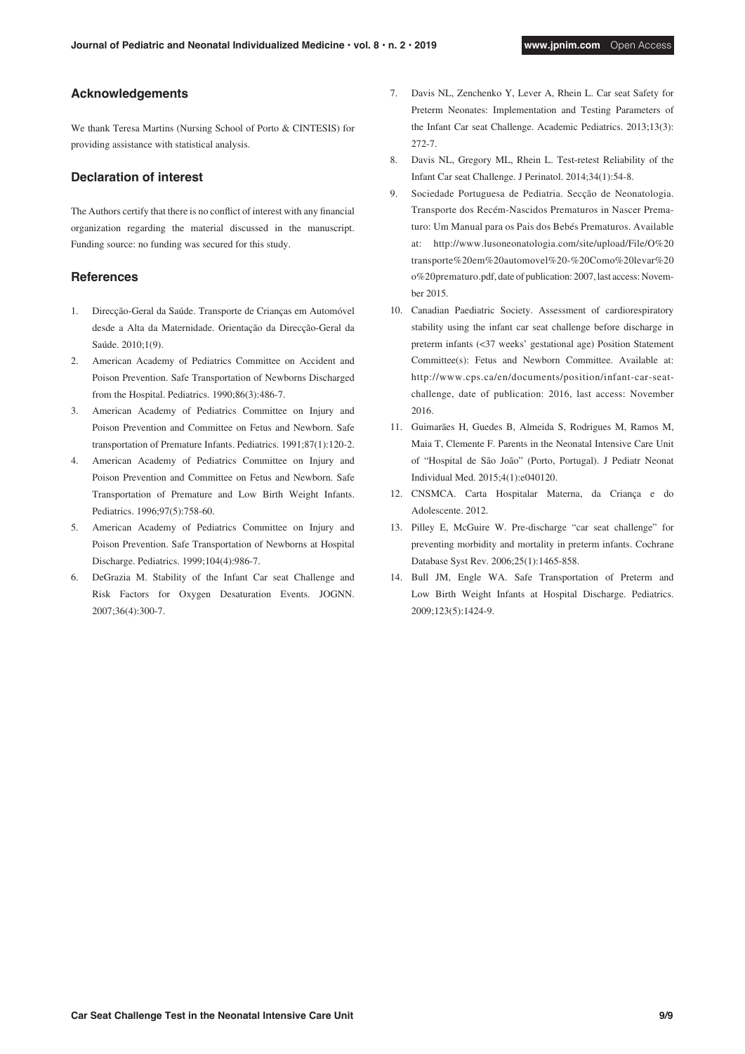## Acknowledgements

We thank Teresa Martins (Nursing School of Porto & CINTESIS) for providing assistance with statistical analysis.

## Declaration of interest

The Authors certify that there is no conflict of interest with any financial organization regarding the material discussed in the manuscript. Funding source: no funding was secured for this study.

## References

1. Direcção-Geral da Saúde. Transporte de Crianças em Automóvel desde a Alta da Maternidade. Orientação da Direcção-Geral da Saúde. 2010;1(9).
2. American Academy of Pediatrics Committee on Accident and Poison Prevention. Safe Transportation of Newborns Discharged from the Hospital. Pediatrics. 1990;86(3):486-7.
3. American Academy of Pediatrics Committee on Injury and Poison Prevention and Committee on Fetus and Newborn. Safe transportation of Premature Infants. Pediatrics. 1991;87(1):120-2.
4. American Academy of Pediatrics Committee on Injury and Poison Prevention and Committee on Fetus and Newborn. Safe Transportation of Premature and Low Birth Weight Infants. Pediatrics. 1996;97(5):758-60.
5. American Academy of Pediatrics Committee on Injury and Poison Prevention. Safe Transportation of Newborns at Hospital Discharge. Pediatrics. 1999;104(4):986-7.
6. DeGrazia M. Stability of the Infant Car seat Challenge and Risk Factors for Oxygen Desaturation Events. JOGNN. 2007;36(4):300-7.
7. Davis NL, Zenchenko Y, Lever A, Rhein L. Car seat Safety for Preterm Neonates: Implementation and Testing Parameters of the Infant Car seat Challenge. Academic Pediatrics. 2013;13(3): 272-7.
8. Davis NL, Gregory ML, Rhein L. Test-retest Reliability of the Infant Car seat Challenge. J Perinatol. 2014;34(1):54-8.
9. Sociedade Portuguesa de Pediatria. Secção de Neonatologia. Transporte dos Recém-Nascidos Prematuros in Nascer Prematuro: Um Manual para os Pais dos Bebés Prematuros. Available at: http://www.lusoneonatologia.com/site/upload/File/O%20transporte%20em%20automovel%20-%20Como%20levar%20o%20prematuro.pdf, date of publication: 2007, last access: November 2015.
10. Canadian Paediatric Society. Assessment of cardiorespiratory stability using the infant car seat challenge before discharge in preterm infants (<37 weeks' gestational age) Position Statement Committee(s): Fetus and Newborn Committee. Available at: http://www.cps.ca/en/documents/position/infant-car-seat-challenge, date of publication: 2016, last access: November 2016.
11. Guimarães H, Guedes B, Almeida S, Rodrigues M, Ramos M, Maia T, Clemente F. Parents in the Neonatal Intensive Care Unit of "Hospital de São João" (Porto, Portugal). J Pediatr Neonat Individual Med. 2015;4(1):e040120.
12. CNSMCA. Carta Hospitalar Materna, da Criança e do Adolescente. 2012.
13. Pilley E, McGuire W. Pre-discharge "car seat challenge" for preventing morbidity and mortality in preterm infants. Cochrane Database Syst Rev. 2006;25(1):1465-858.
14. Bull JM, Engle WA. Safe Transportation of Preterm and Low Birth Weight Infants at Hospital Discharge. Pediatrics. 2009;123(5):1424-9.